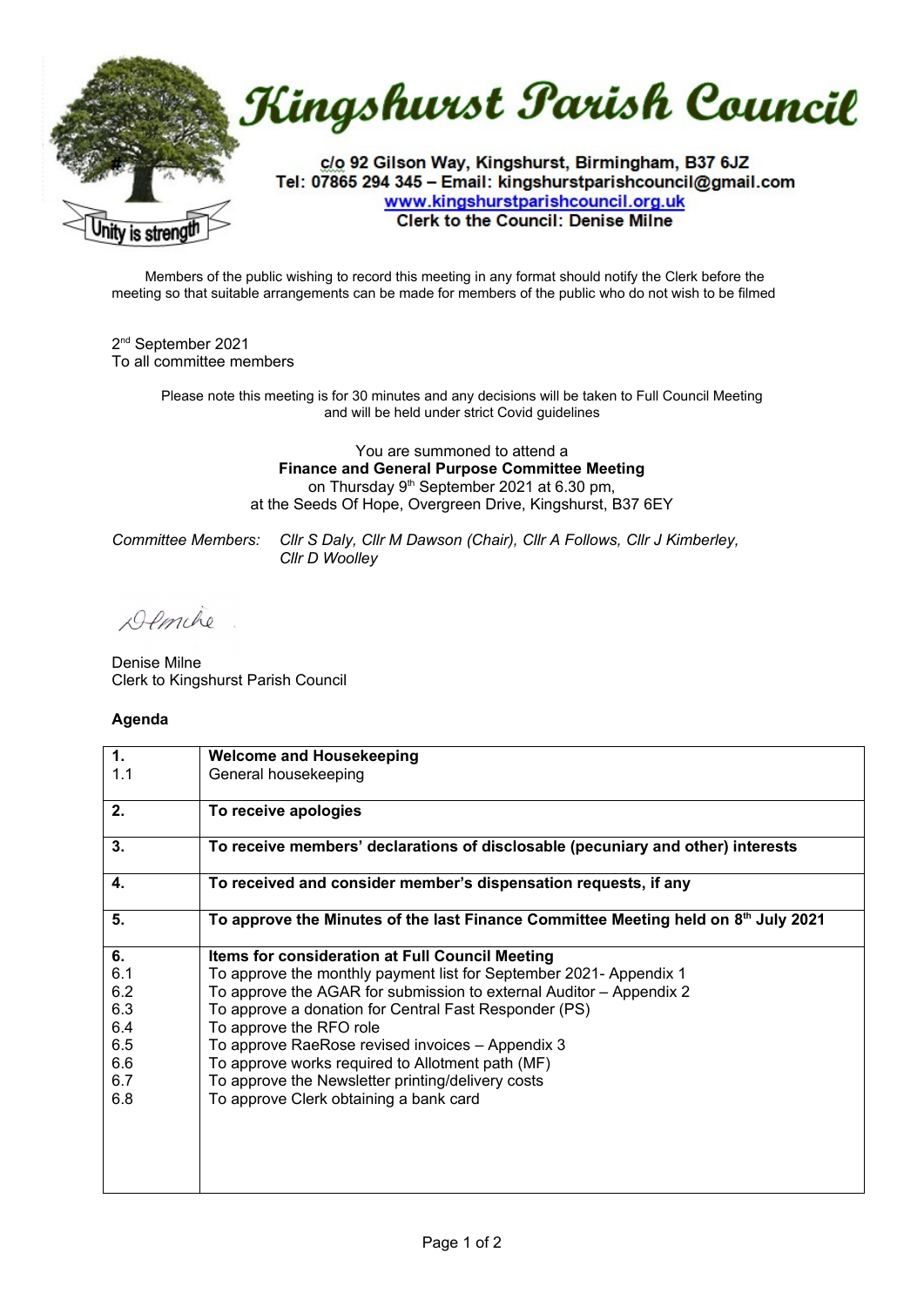# Kingshurst Parish Council

c/o 92 Gilson Way, Kingshurst, Birmingham, B37 6JZ
Tel: 07865 294 345 – Email: kingshurstparishcouncil@gmail.com
www.kingshurstparishcouncil.org.uk
Clerk to the Council: Denise Milne

Unity is strength

Members of the public wishing to record this meeting in any format should notify the Clerk before the meeting so that suitable arrangements can be made for members of the public who do not wish to be filmed

2nd September 2021
To all committee members

Please note this meeting is for 30 minutes and any decisions will be taken to Full Council Meeting and will be held under strict Covid guidelines

You are summoned to attend a
**Finance and General Purpose Committee Meeting**
on Thursday 9th September 2021 at 6.30 pm,
at the Seeds Of Hope, Overgreen Drive, Kingshurst, B37 6EY

*Committee Members: Cllr S Daly, Cllr M Dawson (Chair), Cllr A Follows, Cllr J Kimberley, Cllr D Woolley*

DMilne

Denise Milne
Clerk to Kingshurst Parish Council

**Agenda**

| | |
|---|---|
| **1.**<br>1.1 | **Welcome and Housekeeping**<br>General housekeeping |
| **2.** | **To receive apologies** |
| **3.** | **To receive members' declarations of disclosable (pecuniary and other) interests** |
| **4.** | **To received and consider member's dispensation requests, if any** |
| **5.** | **To approve the Minutes of the last Finance Committee Meeting held on 8th July 2021** |
| **6.**<br>6.1<br>6.2<br>6.3<br>6.4<br>6.5<br>6.6<br>6.7<br>6.8 | **Items for consideration at Full Council Meeting**<br>To approve the monthly payment list for September 2021- Appendix 1<br>To approve the AGAR for submission to external Auditor – Appendix 2<br>To approve a donation for Central Fast Responder (PS)<br>To approve the RFO role<br>To approve RaeRose revised invoices – Appendix 3<br>To approve works required to Allotment path (MF)<br>To approve the Newsletter printing/delivery costs<br>To approve Clerk obtaining a bank card |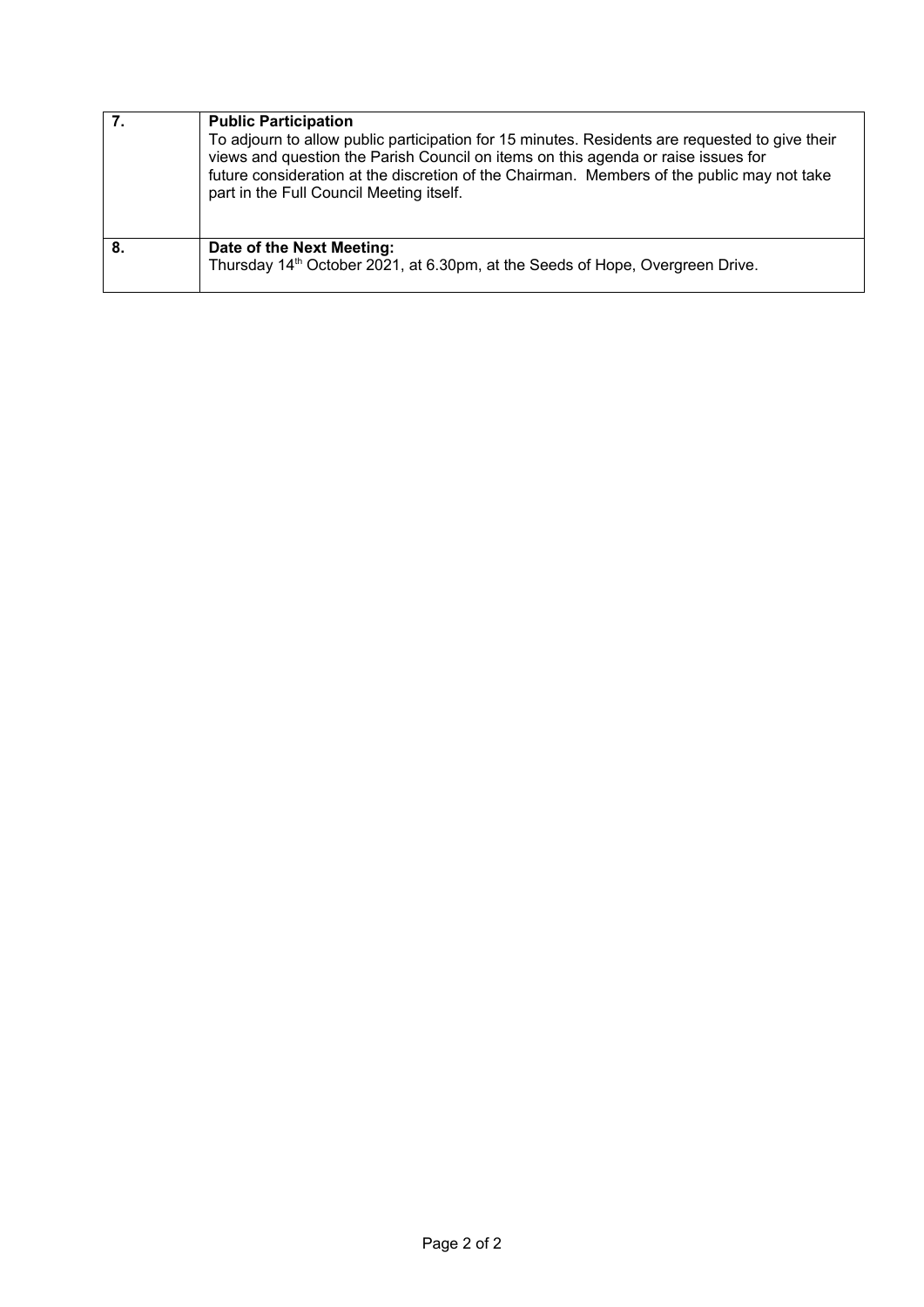| | |
|---|---|
| **7.** | **Public Participation**<br>To adjourn to allow public participation for 15 minutes. Residents are requested to give their views and question the Parish Council on items on this agenda or raise issues for future consideration at the discretion of the Chairman. Members of the public may not take part in the Full Council Meeting itself. |
| **8.** | **Date of the Next Meeting:**<br>Thursday 14th October 2021, at 6.30pm, at the Seeds of Hope, Overgreen Drive. |